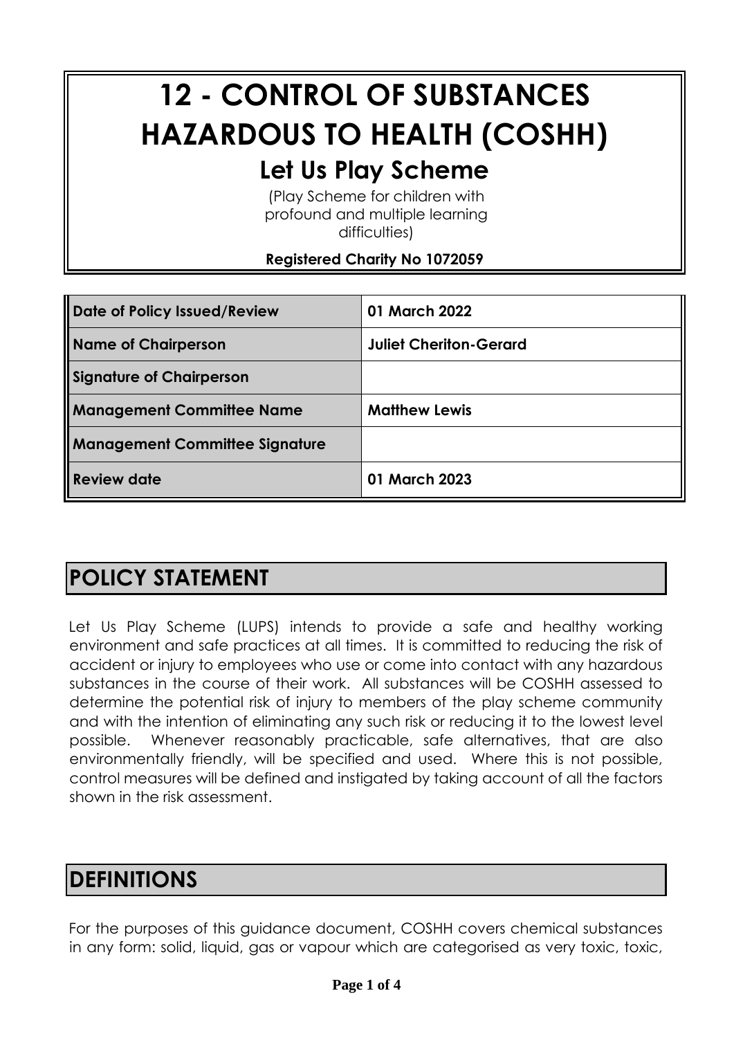# 12 - CONTROL OF SUBSTANCES HAZARDOUS TO HEALTH (COSHH)

## Let Us Play Scheme

(Play Scheme for children with profound and multiple learning difficulties)

**Registered Charity No 1072059**

| | |
|---|---|
| **Date of Policy Issued/Review** | **01 March 2022** |
| **Name of Chairperson** | **Juliet Cheriton-Gerard** |
| **Signature of Chairperson** | |
| **Management Committee Name** | **Matthew Lewis** |
| **Management Committee Signature** | |
| **Review date** | **01 March 2023** |

## POLICY STATEMENT

Let Us Play Scheme (LUPS) intends to provide a safe and healthy working environment and safe practices at all times. It is committed to reducing the risk of accident or injury to employees who use or come into contact with any hazardous substances in the course of their work. All substances will be COSHH assessed to determine the potential risk of injury to members of the play scheme community and with the intention of eliminating any such risk or reducing it to the lowest level possible. Whenever reasonably practicable, safe alternatives, that are also environmentally friendly, will be specified and used. Where this is not possible, control measures will be defined and instigated by taking account of all the factors shown in the risk assessment.

## DEFINITIONS

For the purposes of this guidance document, COSHH covers chemical substances in any form: solid, liquid, gas or vapour which are categorised as very toxic, toxic,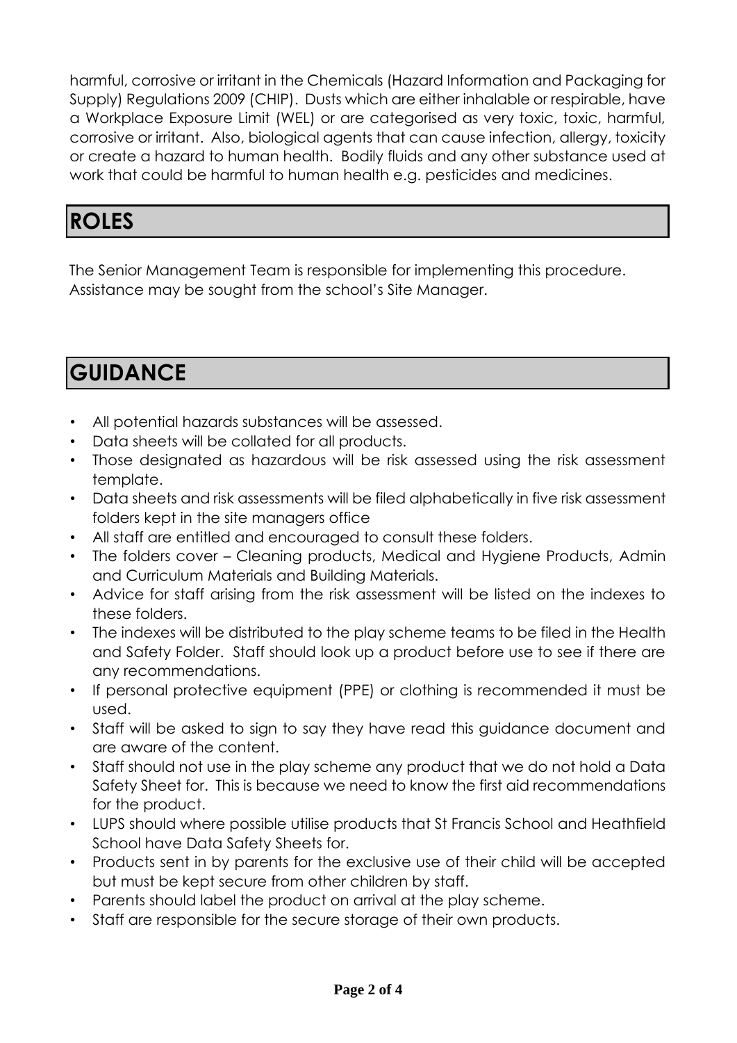harmful, corrosive or irritant in the Chemicals (Hazard Information and Packaging for Supply) Regulations 2009 (CHIP). Dusts which are either inhalable or respirable, have a Workplace Exposure Limit (WEL) or are categorised as very toxic, toxic, harmful, corrosive or irritant. Also, biological agents that can cause infection, allergy, toxicity or create a hazard to human health. Bodily fluids and any other substance used at work that could be harmful to human health e.g. pesticides and medicines.

# ROLES

The Senior Management Team is responsible for implementing this procedure. Assistance may be sought from the school's Site Manager.

# GUIDANCE

- All potential hazards substances will be assessed.
- Data sheets will be collated for all products.
- Those designated as hazardous will be risk assessed using the risk assessment template.
- Data sheets and risk assessments will be filed alphabetically in five risk assessment folders kept in the site managers office
- All staff are entitled and encouraged to consult these folders.
- The folders cover – Cleaning products, Medical and Hygiene Products, Admin and Curriculum Materials and Building Materials.
- Advice for staff arising from the risk assessment will be listed on the indexes to these folders.
- The indexes will be distributed to the play scheme teams to be filed in the Health and Safety Folder. Staff should look up a product before use to see if there are any recommendations.
- If personal protective equipment (PPE) or clothing is recommended it must be used.
- Staff will be asked to sign to say they have read this guidance document and are aware of the content.
- Staff should not use in the play scheme any product that we do not hold a Data Safety Sheet for. This is because we need to know the first aid recommendations for the product.
- LUPS should where possible utilise products that St Francis School and Heathfield School have Data Safety Sheets for.
- Products sent in by parents for the exclusive use of their child will be accepted but must be kept secure from other children by staff.
- Parents should label the product on arrival at the play scheme.
- Staff are responsible for the secure storage of their own products.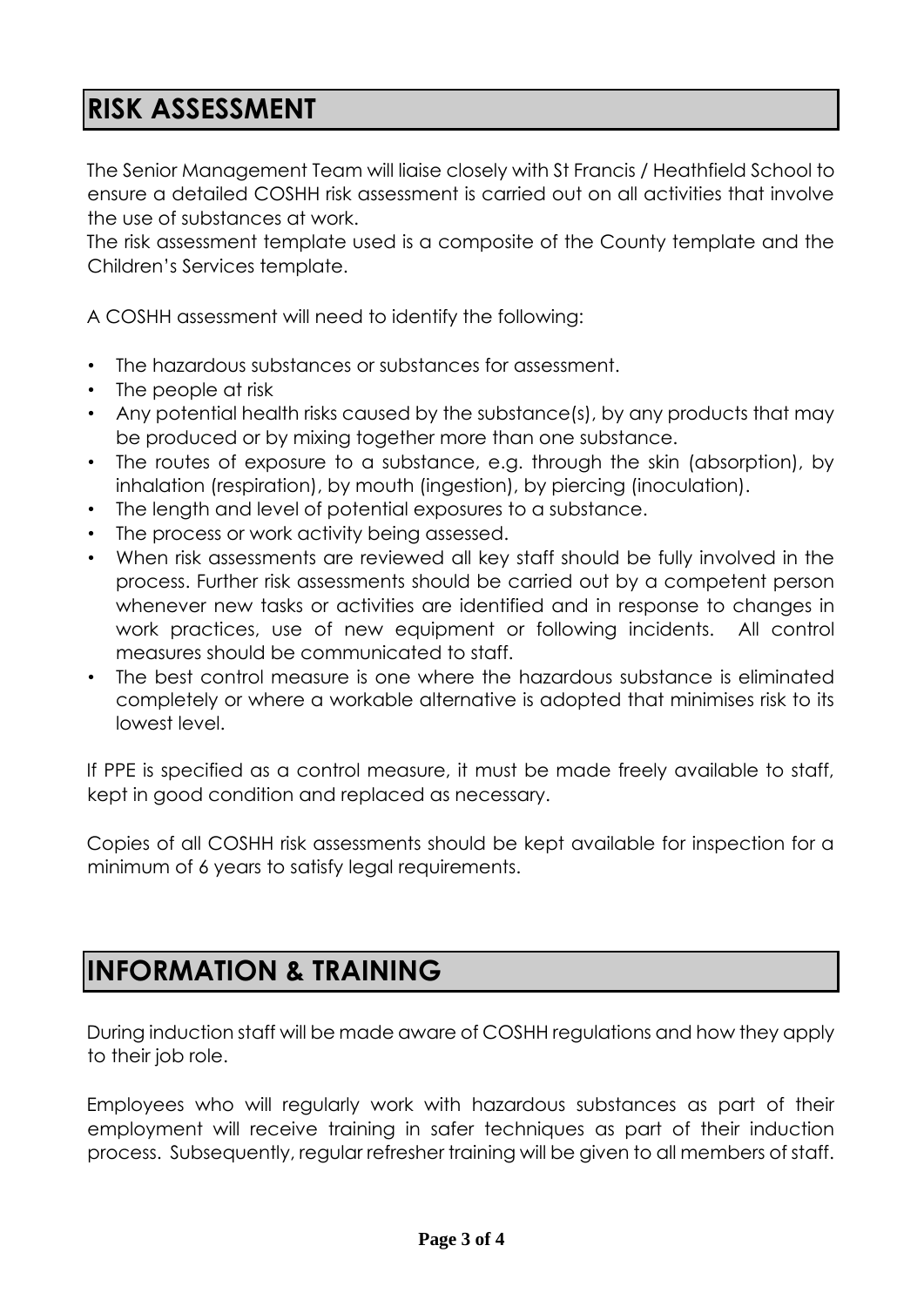## RISK ASSESSMENT

The Senior Management Team will liaise closely with St Francis / Heathfield School to ensure a detailed COSHH risk assessment is carried out on all activities that involve the use of substances at work.
The risk assessment template used is a composite of the County template and the Children's Services template.

A COSHH assessment will need to identify the following:

- The hazardous substances or substances for assessment.
- The people at risk
- Any potential health risks caused by the substance(s), by any products that may be produced or by mixing together more than one substance.
- The routes of exposure to a substance, e.g. through the skin (absorption), by inhalation (respiration), by mouth (ingestion), by piercing (inoculation).
- The length and level of potential exposures to a substance.
- The process or work activity being assessed.
- When risk assessments are reviewed all key staff should be fully involved in the process. Further risk assessments should be carried out by a competent person whenever new tasks or activities are identified and in response to changes in work practices, use of new equipment or following incidents. All control measures should be communicated to staff.
- The best control measure is one where the hazardous substance is eliminated completely or where a workable alternative is adopted that minimises risk to its lowest level.

If PPE is specified as a control measure, it must be made freely available to staff, kept in good condition and replaced as necessary.

Copies of all COSHH risk assessments should be kept available for inspection for a minimum of 6 years to satisfy legal requirements.

## INFORMATION & TRAINING

During induction staff will be made aware of COSHH regulations and how they apply to their job role.

Employees who will regularly work with hazardous substances as part of their employment will receive training in safer techniques as part of their induction process. Subsequently, regular refresher training will be given to all members of staff.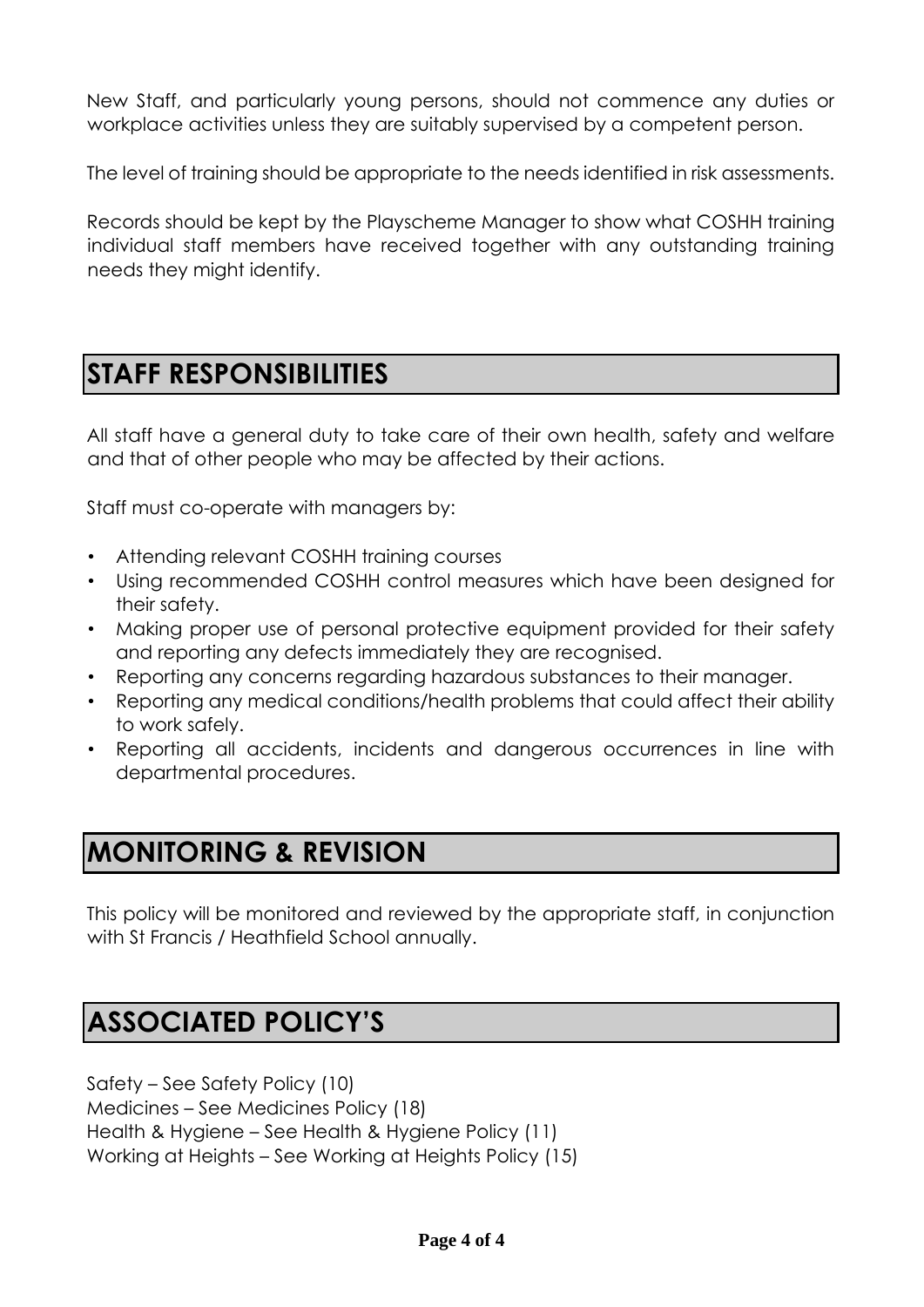New Staff, and particularly young persons, should not commence any duties or workplace activities unless they are suitably supervised by a competent person.

The level of training should be appropriate to the needs identified in risk assessments.

Records should be kept by the Playscheme Manager to show what COSHH training individual staff members have received together with any outstanding training needs they might identify.

## STAFF RESPONSIBILITIES

All staff have a general duty to take care of their own health, safety and welfare and that of other people who may be affected by their actions.

Staff must co-operate with managers by:

- Attending relevant COSHH training courses
- Using recommended COSHH control measures which have been designed for their safety.
- Making proper use of personal protective equipment provided for their safety and reporting any defects immediately they are recognised.
- Reporting any concerns regarding hazardous substances to their manager.
- Reporting any medical conditions/health problems that could affect their ability to work safely.
- Reporting all accidents, incidents and dangerous occurrences in line with departmental procedures.

## MONITORING & REVISION

This policy will be monitored and reviewed by the appropriate staff, in conjunction with St Francis / Heathfield School annually.

## ASSOCIATED POLICY'S

Safety – See Safety Policy (10)
Medicines – See Medicines Policy (18)
Health & Hygiene – See Health & Hygiene Policy (11)
Working at Heights – See Working at Heights Policy (15)